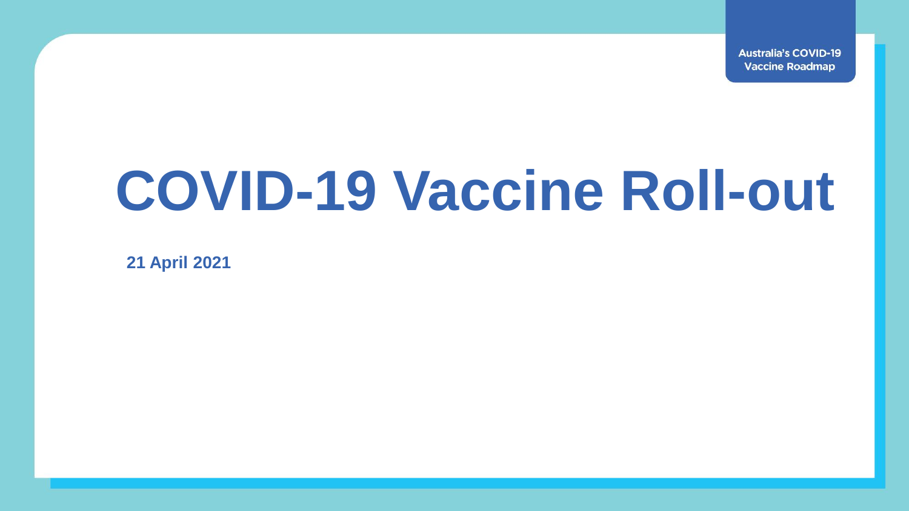Australia's COVID-19 Vaccine Roadmap

# COVID-19 Vaccine Roll-out

**21 April 2021**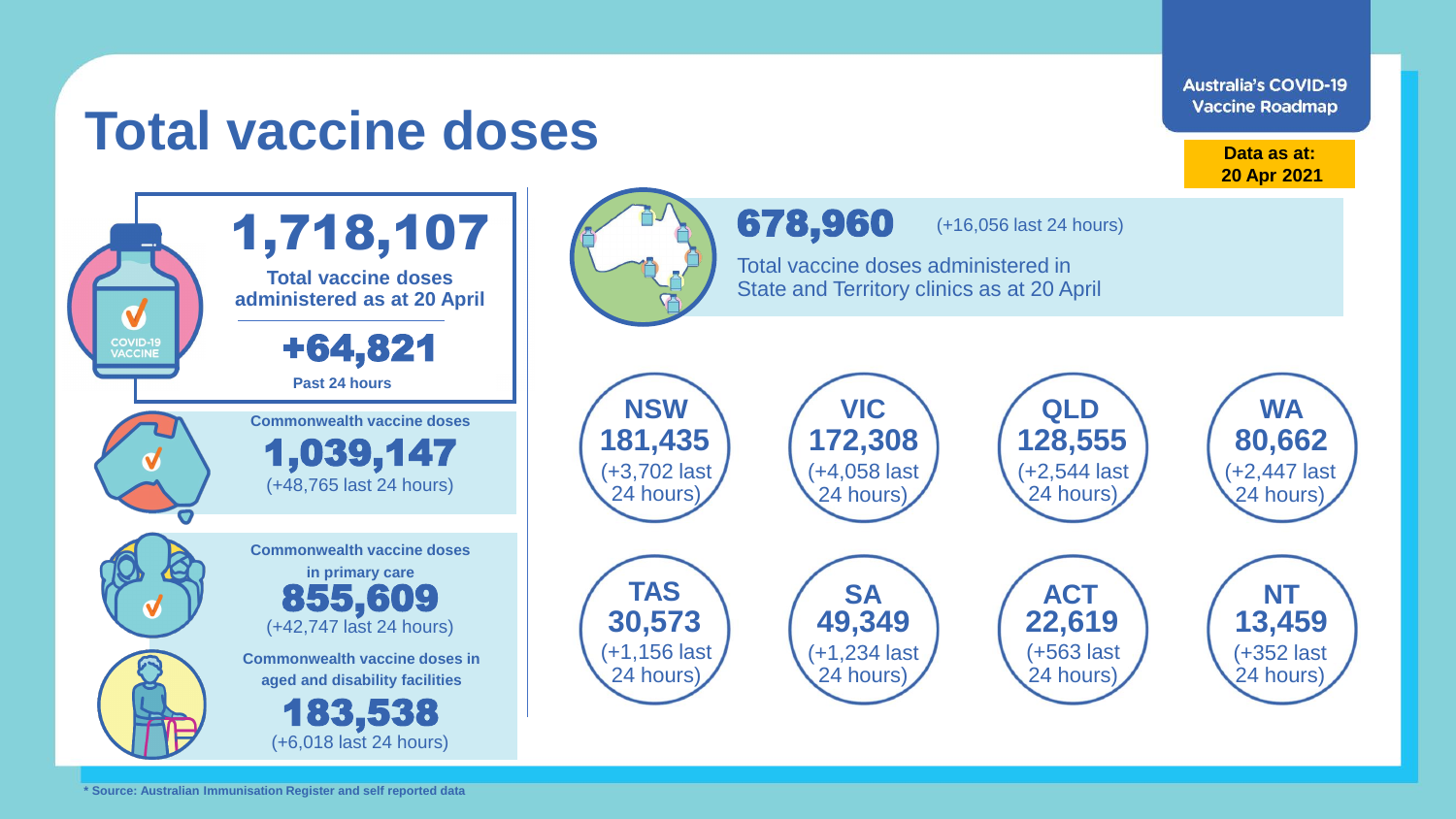# Total vaccine doses

**Australia's COVID-19 Vaccine Roadmap**

**Data as at: 20 Apr 2021**

## 1,718,107

**Total vaccine doses administered as at 20 April**

**+64,821**

**Past 24 hours**

**Commonwealth vaccine doses**

**1,039,147**

(+48,765 last 24 hours)

**Commonwealth vaccine doses in primary care**

**855,609**

(+42,747 last 24 hours)

**Commonwealth vaccine doses in aged and disability facilities**

**183,538**

(+6,018 last 24 hours)

## 678,960

(+16,056 last 24 hours)

Total vaccine doses administered in State and Territory clinics as at 20 April

| State/Territory | Doses | Last 24 hours |
| --- | --- | --- |
| **NSW** | **181,435** | (+3,702 last 24 hours) |
| **VIC** | **172,308** | (+4,058 last 24 hours) |
| **QLD** | **128,555** | (+2,544 last 24 hours) |
| **WA** | **80,662** | (+2,447 last 24 hours) |
| **TAS** | **30,573** | (+1,156 last 24 hours) |
| **SA** | **49,349** | (+1,234 last 24 hours) |
| **ACT** | **22,619** | (+563 last 24 hours) |
| **NT** | **13,459** | (+352 last 24 hours) |

**\* Source: Australian Immunisation Register and self reported data**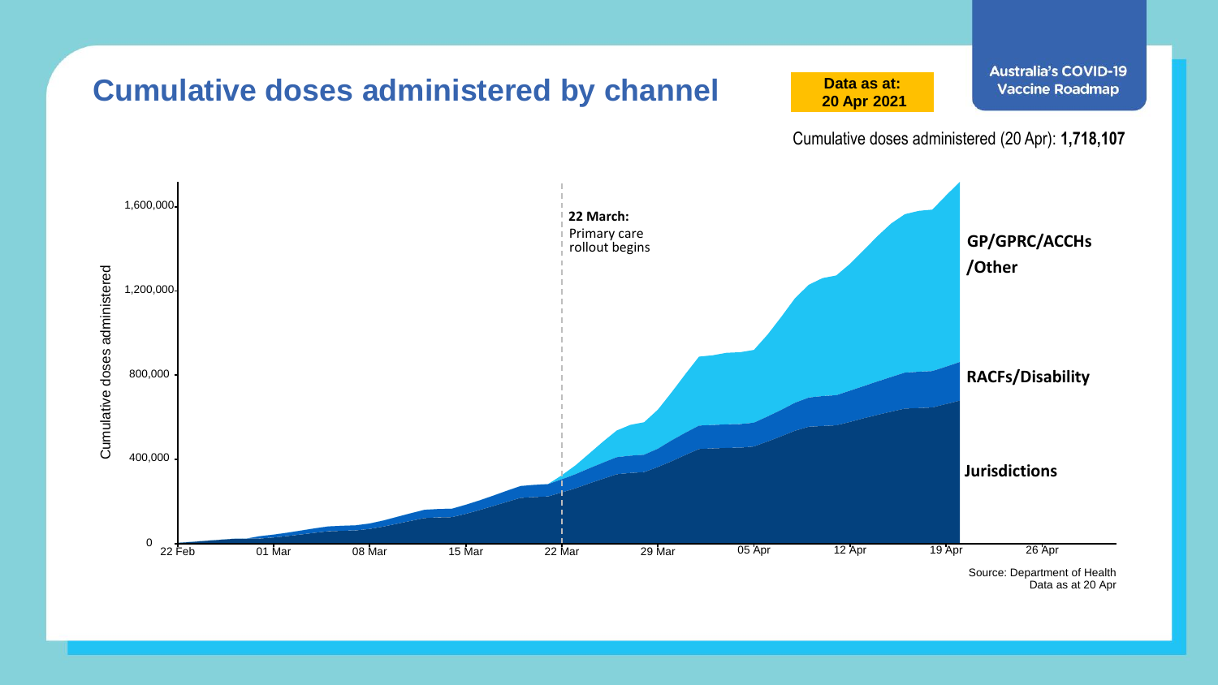# Cumulative doses administered by channel

**Data as at: 20 Apr 2021**

**Australia's COVID-19 Vaccine Roadmap**

Cumulative doses administered (20 Apr): **1,718,107**

**22 March:** Primary care rollout begins

**GP/GPRC/ACCHs /Other**

**RACFs/Disability**

**Jurisdictions**

Cumulative doses administered

1,600,000
1,200,000
800,000
400,000
0

22 Feb | 01 Mar | 08 Mar | 15 Mar | 22 Mar | 29 Mar | 05 Apr | 12 Apr | 19 Apr | 26 Apr

Source: Department of Health
Data as at 20 Apr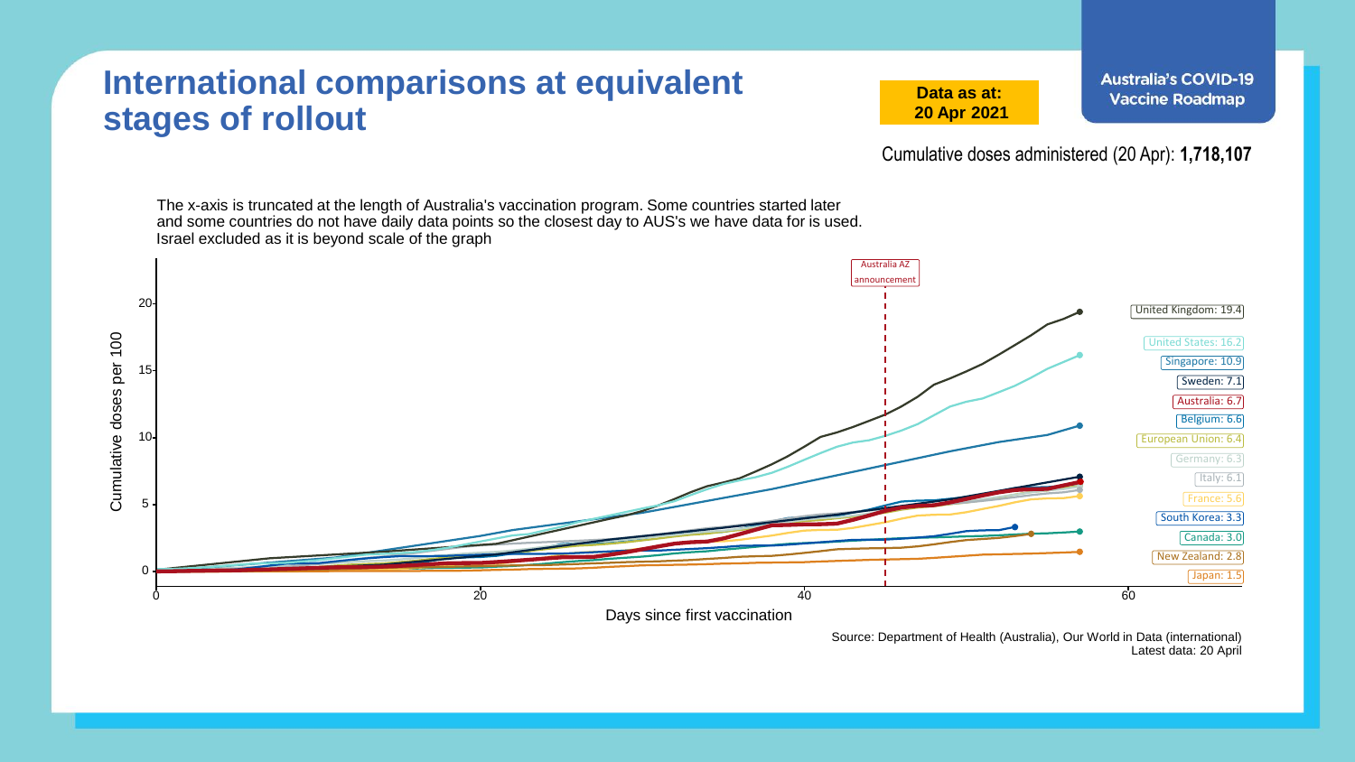# International comparisons at equivalent stages of rollout

**Data as at: 20 Apr 2021**

**Australia's COVID-19 Vaccine Roadmap**

Cumulative doses administered (20 Apr): **1,718,107**

The x-axis is truncated at the length of Australia's vaccination program. Some countries started later and some countries do not have daily data points so the closest day to AUS's we have data for is used. Israel excluded as it is beyond scale of the graph

Australia AZ announcement

| Country | Cumulative doses per 100 |
|---|---|
| United Kingdom | 19.4 |
| United States | 16.2 |
| Singapore | 10.9 |
| Sweden | 7.1 |
| Australia | 6.7 |
| Belgium | 6.6 |
| European Union | 6.4 |
| Germany | 6.3 |
| Italy | 6.1 |
| France | 5.6 |
| South Korea | 3.3 |
| Canada | 3.0 |
| New Zealand | 2.8 |
| Japan | 1.5 |

Cumulative doses per 100 (y-axis: 0, 5, 10, 15, 20)

Days since first vaccination (x-axis: 0, 20, 40, 60)

Source: Department of Health (Australia), Our World in Data (international)
Latest data: 20 April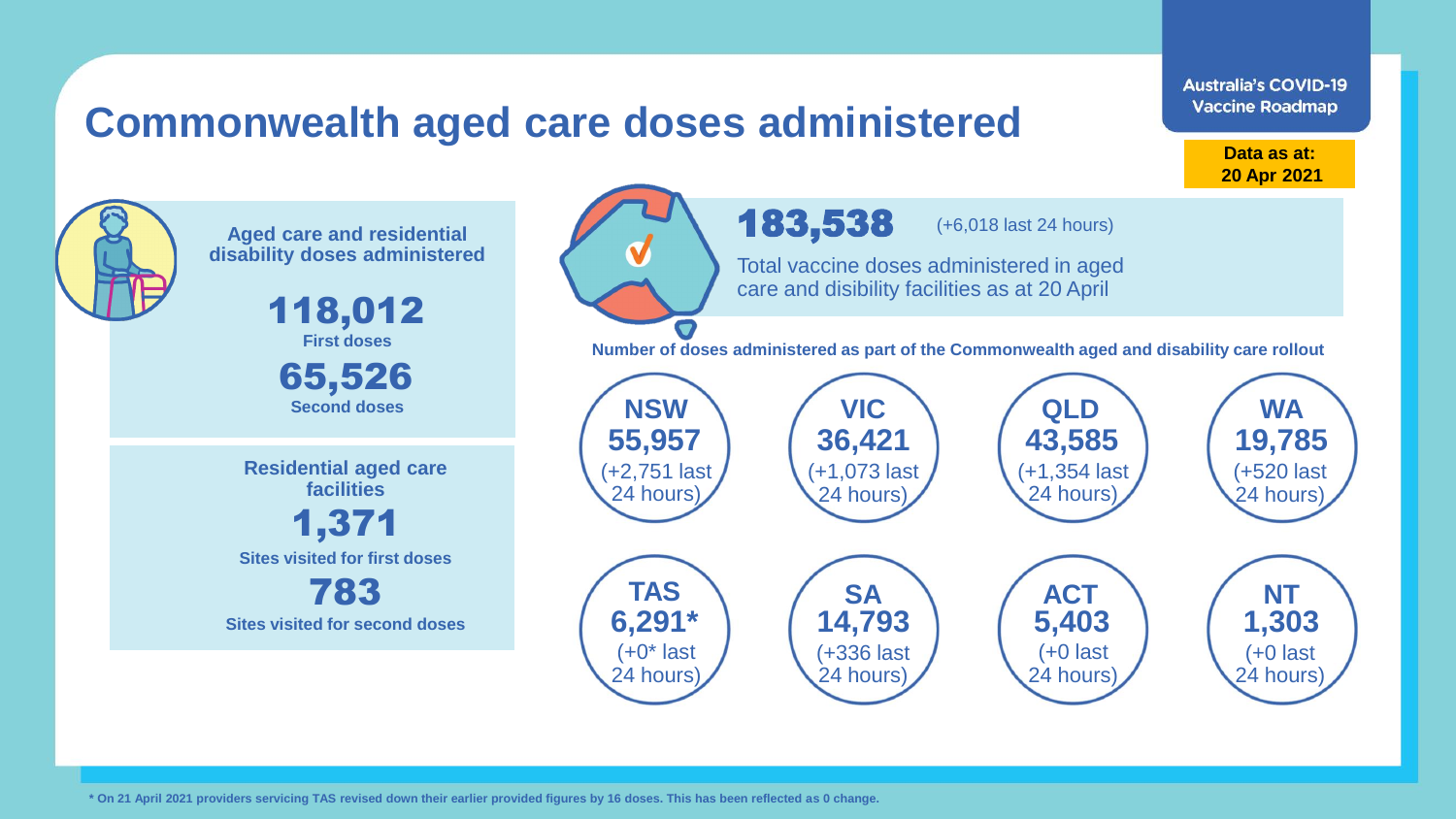# Commonwealth aged care doses administered

Australia's COVID-19 Vaccine Roadmap

**Data as at: 20 Apr 2021**

**Aged care and residential disability doses administered**

**118,012**
**First doses**

**65,526**
**Second doses**

**Residential aged care facilities**

**1,371**
**Sites visited for first doses**

**783**
**Sites visited for second doses**

**183,538** (+6,018 last 24 hours)

Total vaccine doses administered in aged care and disibility facilities as at 20 April

**Number of doses administered as part of the Commonwealth aged and disability care rollout**

| State/Territory | Doses | Change |
|---|---|---|
| **NSW** | **55,957** | (+2,751 last 24 hours) |
| **VIC** | **36,421** | (+1,073 last 24 hours) |
| **QLD** | **43,585** | (+1,354 last 24 hours) |
| **WA** | **19,785** | (+520 last 24 hours) |
| **TAS** | **6,291*** | (+0* last 24 hours) |
| **SA** | **14,793** | (+336 last 24 hours) |
| **ACT** | **5,403** | (+0 last 24 hours) |
| **NT** | **1,303** | (+0 last 24 hours) |

**\* On 21 April 2021 providers servicing TAS revised down their earlier provided figures by 16 doses. This has been reflected as 0 change.**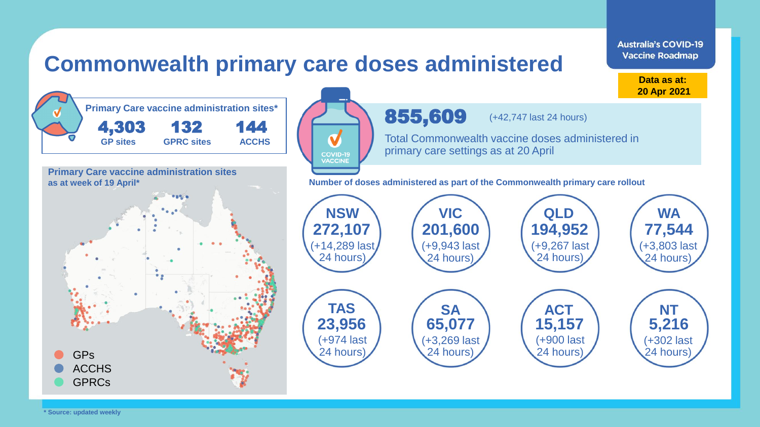Australia's COVID-19 Vaccine Roadmap

# Commonwealth primary care doses administered

**Data as at: 20 Apr 2021**

**Primary Care vaccine administration sites***

| 4,303 | 132 | 144 |
|---|---|---|
| GP sites | GPRC sites | ACCHS |

**855,609** (+42,747 last 24 hours)

Total Commonwealth vaccine doses administered in primary care settings as at 20 April

**Primary Care vaccine administration sites as at week of 19 April***

GPs
ACCHS
GPRCs

**Number of doses administered as part of the Commonwealth primary care rollout**

| State | Doses | Last 24 hours |
|---|---|---|
| NSW | 272,107 | +14,289 |
| VIC | 201,600 | +9,943 |
| QLD | 194,952 | +9,267 |
| WA | 77,544 | +3,803 |
| TAS | 23,956 | +974 |
| SA | 65,077 | +3,269 |
| ACT | 15,157 | +900 |
| NT | 5,216 | +302 |

\* Source: updated weekly